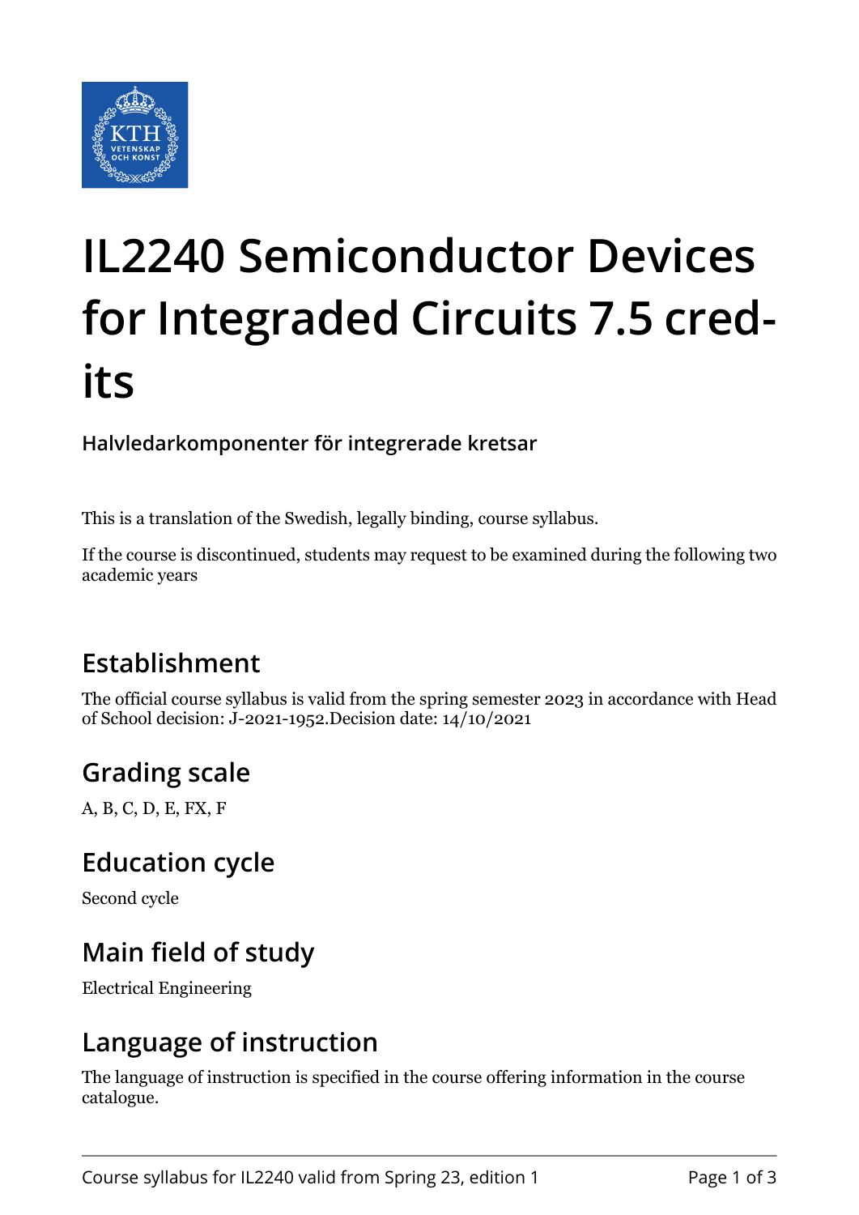# IL2240 Semiconductor Devices for Integraded Circuits 7.5 credits

**Halvledarkomponenter för integrerade kretsar**

This is a translation of the Swedish, legally binding, course syllabus.

If the course is discontinued, students may request to be examined during the following two academic years

## Establishment

The official course syllabus is valid from the spring semester 2023 in accordance with Head of School decision: J-2021-1952.Decision date: 14/10/2021

## Grading scale

A, B, C, D, E, FX, F

## Education cycle

Second cycle

## Main field of study

Electrical Engineering

## Language of instruction

The language of instruction is specified in the course offering information in the course catalogue.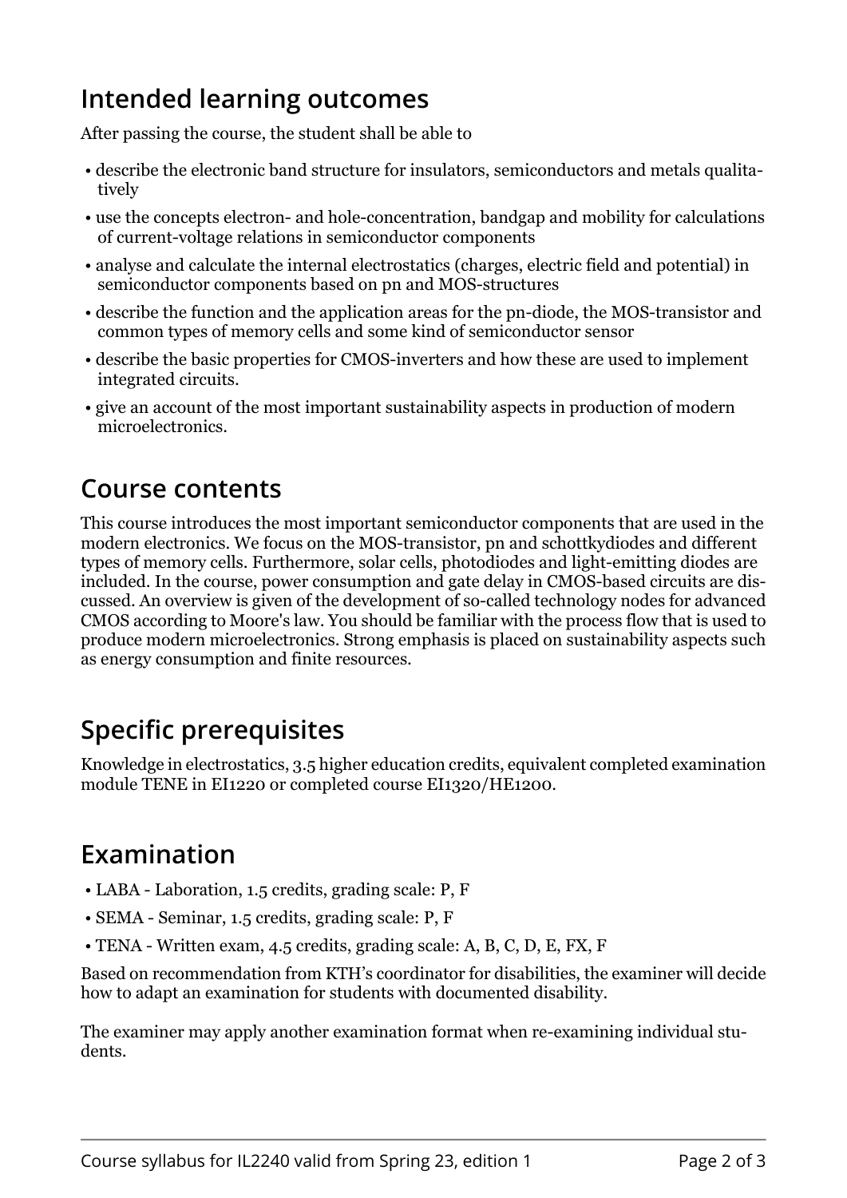## Intended learning outcomes

After passing the course, the student shall be able to

- describe the electronic band structure for insulators, semiconductors and metals qualitatively
- use the concepts electron- and hole-concentration, bandgap and mobility for calculations of current-voltage relations in semiconductor components
- analyse and calculate the internal electrostatics (charges, electric field and potential) in semiconductor components based on pn and MOS-structures
- describe the function and the application areas for the pn-diode, the MOS-transistor and common types of memory cells and some kind of semiconductor sensor
- describe the basic properties for CMOS-inverters and how these are used to implement integrated circuits.
- give an account of the most important sustainability aspects in production of modern microelectronics.

## Course contents

This course introduces the most important semiconductor components that are used in the modern electronics. We focus on the MOS-transistor, pn and schottkydiodes and different types of memory cells. Furthermore, solar cells, photodiodes and light-emitting diodes are included. In the course, power consumption and gate delay in CMOS-based circuits are discussed. An overview is given of the development of so-called technology nodes for advanced CMOS according to Moore's law. You should be familiar with the process flow that is used to produce modern microelectronics. Strong emphasis is placed on sustainability aspects such as energy consumption and finite resources.

## Specific prerequisites

Knowledge in electrostatics, 3.5 higher education credits, equivalent completed examination module TENE in EI1220 or completed course EI1320/HE1200.

## Examination

- LABA - Laboration, 1.5 credits, grading scale: P, F
- SEMA - Seminar, 1.5 credits, grading scale: P, F
- TENA - Written exam, 4.5 credits, grading scale: A, B, C, D, E, FX, F

Based on recommendation from KTH's coordinator for disabilities, the examiner will decide how to adapt an examination for students with documented disability.

The examiner may apply another examination format when re-examining individual students.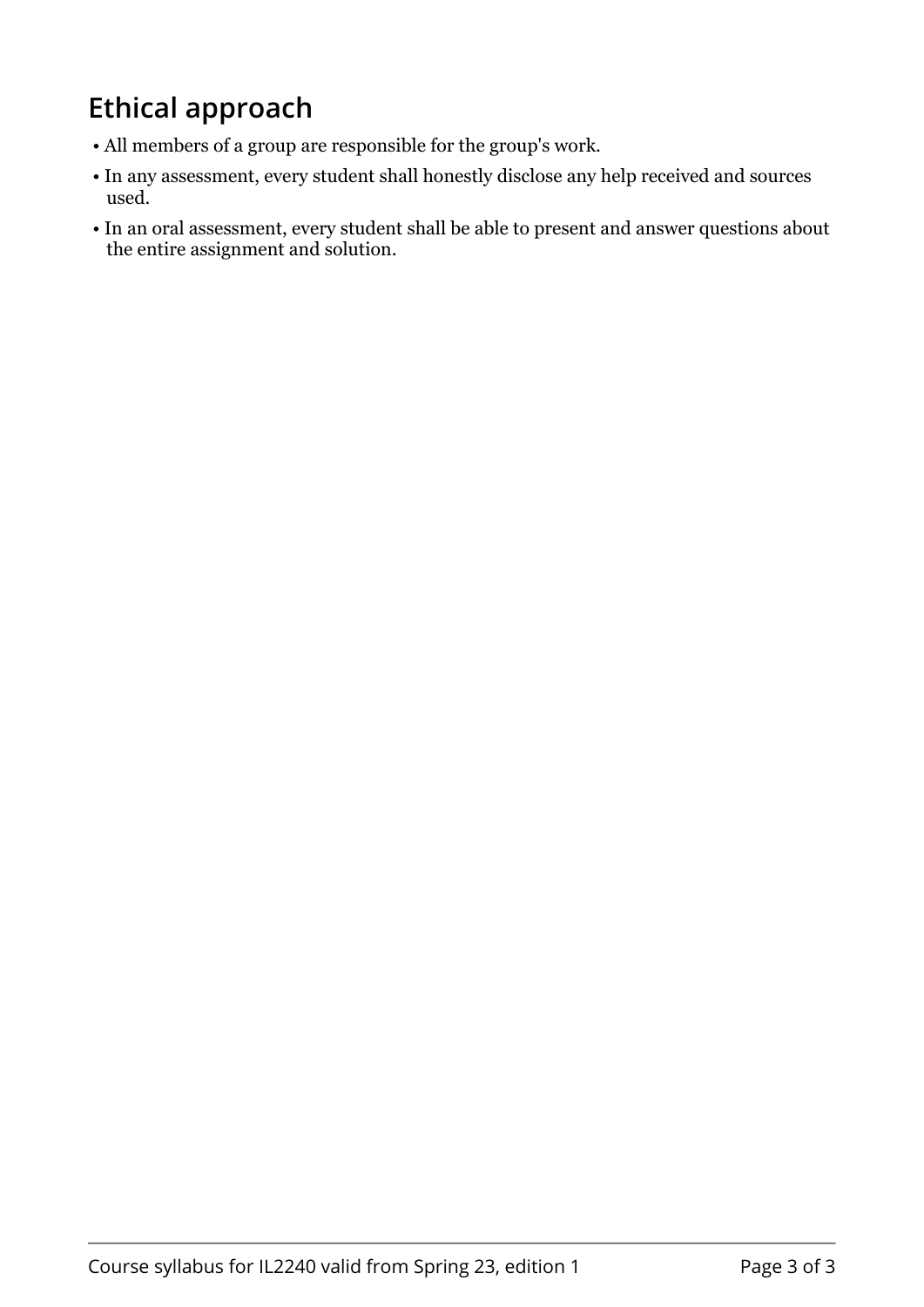## Ethical approach

- All members of a group are responsible for the group's work.
- In any assessment, every student shall honestly disclose any help received and sources used.
- In an oral assessment, every student shall be able to present and answer questions about the entire assignment and solution.